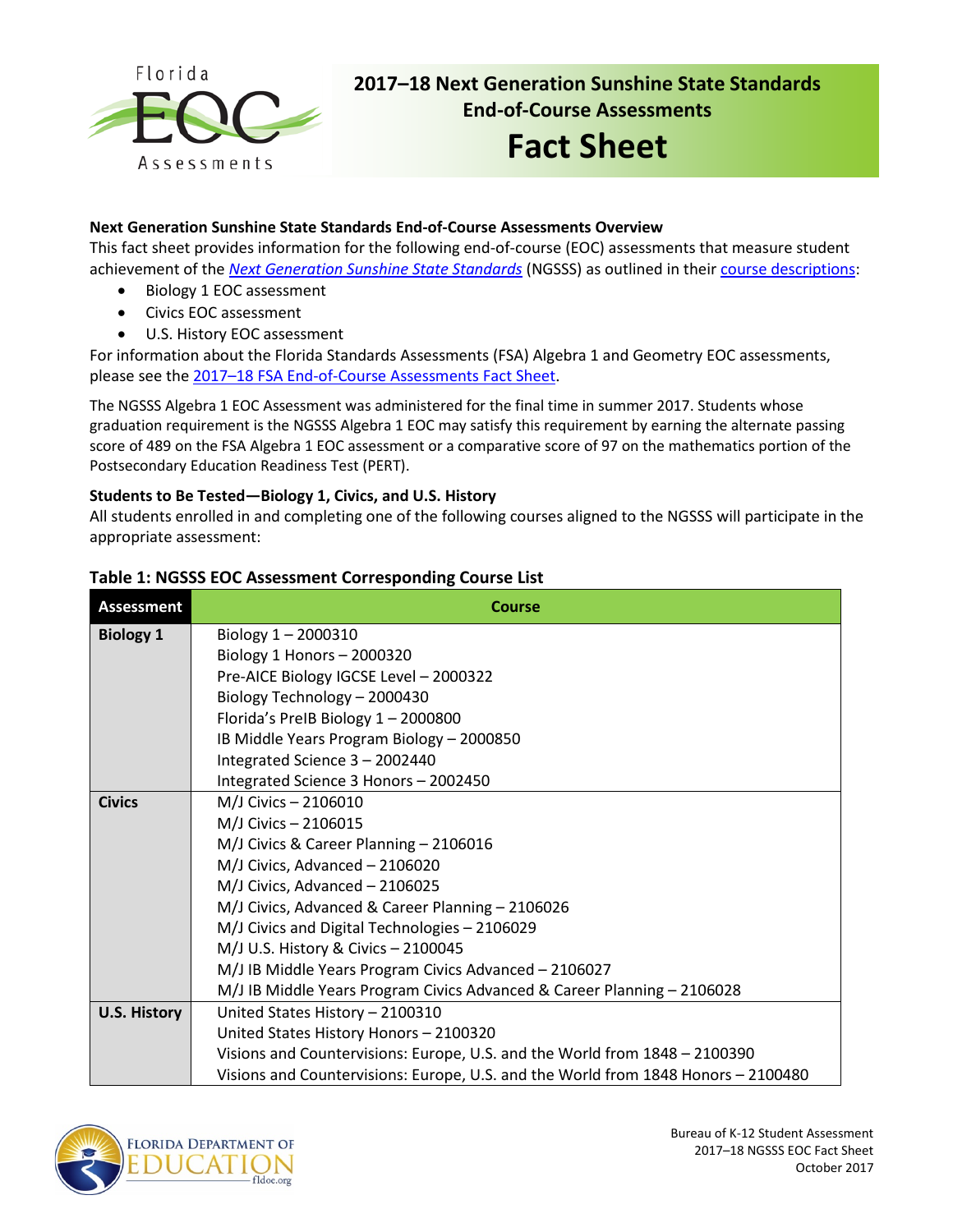# 2017–18 Next Generation Sunshine State Standards End-of-Course Assessments Fact Sheet

### Next Generation Sunshine State Standards End-of-Course Assessments Overview

This fact sheet provides information for the following end-of-course (EOC) assessments that measure student achievement of the *Next Generation Sunshine State Standards* (NGSSS) as outlined in their course descriptions:

- Biology 1 EOC assessment
- Civics EOC assessment
- U.S. History EOC assessment

For information about the Florida Standards Assessments (FSA) Algebra 1 and Geometry EOC assessments, please see the 2017–18 FSA End-of-Course Assessments Fact Sheet.

The NGSSS Algebra 1 EOC Assessment was administered for the final time in summer 2017. Students whose graduation requirement is the NGSSS Algebra 1 EOC may satisfy this requirement by earning the alternate passing score of 489 on the FSA Algebra 1 EOC assessment or a comparative score of 97 on the mathematics portion of the Postsecondary Education Readiness Test (PERT).

### Students to Be Tested—Biology 1, Civics, and U.S. History

All students enrolled in and completing one of the following courses aligned to the NGSSS will participate in the appropriate assessment:

**Table 1: NGSSS EOC Assessment Corresponding Course List**

| Assessment | Course |
|---|---|
| **Biology 1** | Biology 1 – 2000310<br>Biology 1 Honors – 2000320<br>Pre-AICE Biology IGCSE Level – 2000322<br>Biology Technology – 2000430<br>Florida's PreIB Biology 1 – 2000800<br>IB Middle Years Program Biology – 2000850<br>Integrated Science 3 – 2002440<br>Integrated Science 3 Honors – 2002450 |
| **Civics** | M/J Civics – 2106010<br>M/J Civics – 2106015<br>M/J Civics & Career Planning – 2106016<br>M/J Civics, Advanced – 2106020<br>M/J Civics, Advanced – 2106025<br>M/J Civics, Advanced & Career Planning – 2106026<br>M/J Civics and Digital Technologies – 2106029<br>M/J U.S. History & Civics – 2100045<br>M/J IB Middle Years Program Civics Advanced – 2106027<br>M/J IB Middle Years Program Civics Advanced & Career Planning – 2106028 |
| **U.S. History** | United States History – 2100310<br>United States History Honors – 2100320<br>Visions and Countervisions: Europe, U.S. and the World from 1848 – 2100390<br>Visions and Countervisions: Europe, U.S. and the World from 1848 Honors – 2100480 |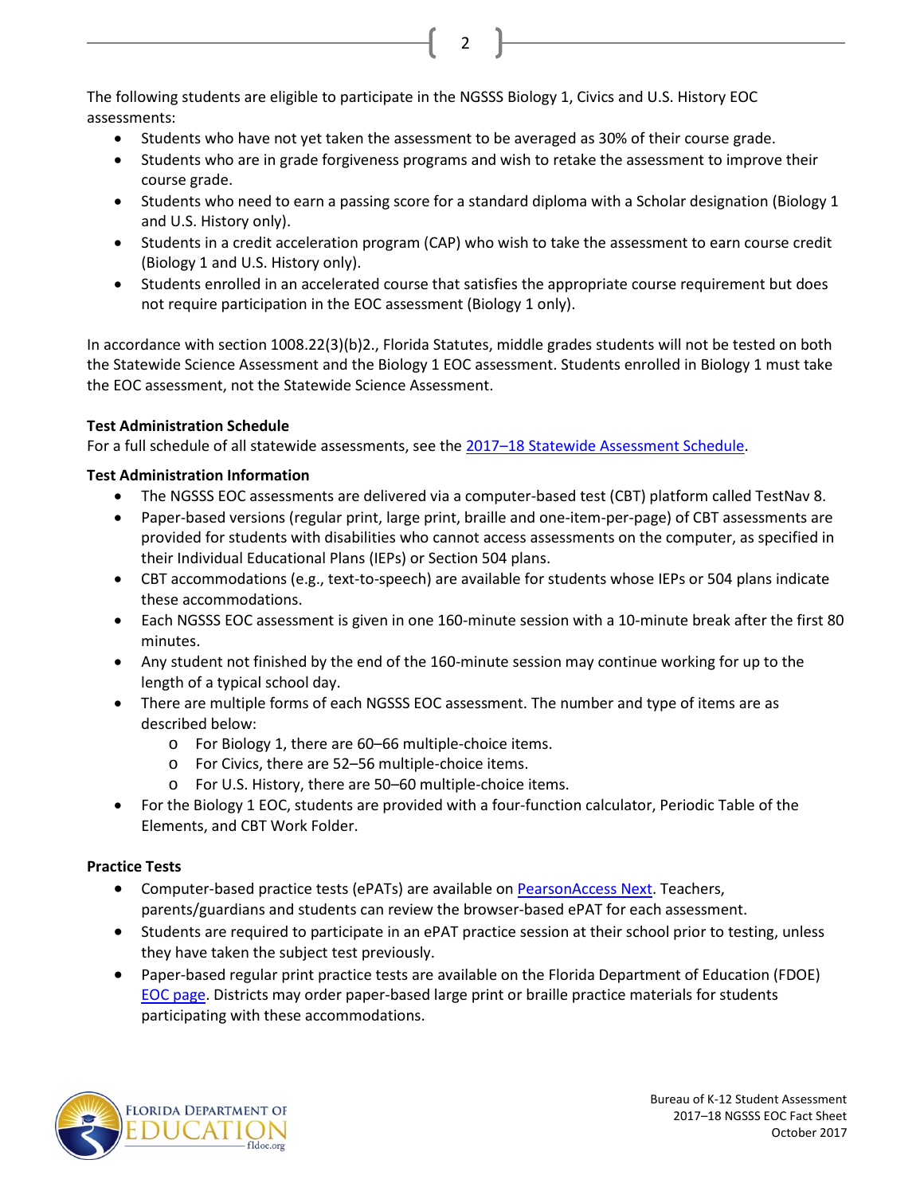The following students are eligible to participate in the NGSSS Biology 1, Civics and U.S. History EOC assessments:

- Students who have not yet taken the assessment to be averaged as 30% of their course grade.
- Students who are in grade forgiveness programs and wish to retake the assessment to improve their course grade.
- Students who need to earn a passing score for a standard diploma with a Scholar designation (Biology 1 and U.S. History only).
- Students in a credit acceleration program (CAP) who wish to take the assessment to earn course credit (Biology 1 and U.S. History only).
- Students enrolled in an accelerated course that satisfies the appropriate course requirement but does not require participation in the EOC assessment (Biology 1 only).

In accordance with section 1008.22(3)(b)2., Florida Statutes, middle grades students will not be tested on both the Statewide Science Assessment and the Biology 1 EOC assessment. Students enrolled in Biology 1 must take the EOC assessment, not the Statewide Science Assessment.

**Test Administration Schedule**

For a full schedule of all statewide assessments, see the [2017–18 Statewide Assessment Schedule].

**Test Administration Information**

- The NGSSS EOC assessments are delivered via a computer-based test (CBT) platform called TestNav 8.
- Paper-based versions (regular print, large print, braille and one-item-per-page) of CBT assessments are provided for students with disabilities who cannot access assessments on the computer, as specified in their Individual Educational Plans (IEPs) or Section 504 plans.
- CBT accommodations (e.g., text-to-speech) are available for students whose IEPs or 504 plans indicate these accommodations.
- Each NGSSS EOC assessment is given in one 160-minute session with a 10-minute break after the first 80 minutes.
- Any student not finished by the end of the 160-minute session may continue working for up to the length of a typical school day.
- There are multiple forms of each NGSSS EOC assessment. The number and type of items are as described below:
  - For Biology 1, there are 60–66 multiple-choice items.
  - For Civics, there are 52–56 multiple-choice items.
  - For U.S. History, there are 50–60 multiple-choice items.
- For the Biology 1 EOC, students are provided with a four-function calculator, Periodic Table of the Elements, and CBT Work Folder.

**Practice Tests**

- Computer-based practice tests (ePATs) are available on [PearsonAccess Next]. Teachers, parents/guardians and students can review the browser-based ePAT for each assessment.
- Students are required to participate in an ePAT practice session at their school prior to testing, unless they have taken the subject test previously.
- Paper-based regular print practice tests are available on the Florida Department of Education (FDOE) [EOC page]. Districts may order paper-based large print or braille practice materials for students participating with these accommodations.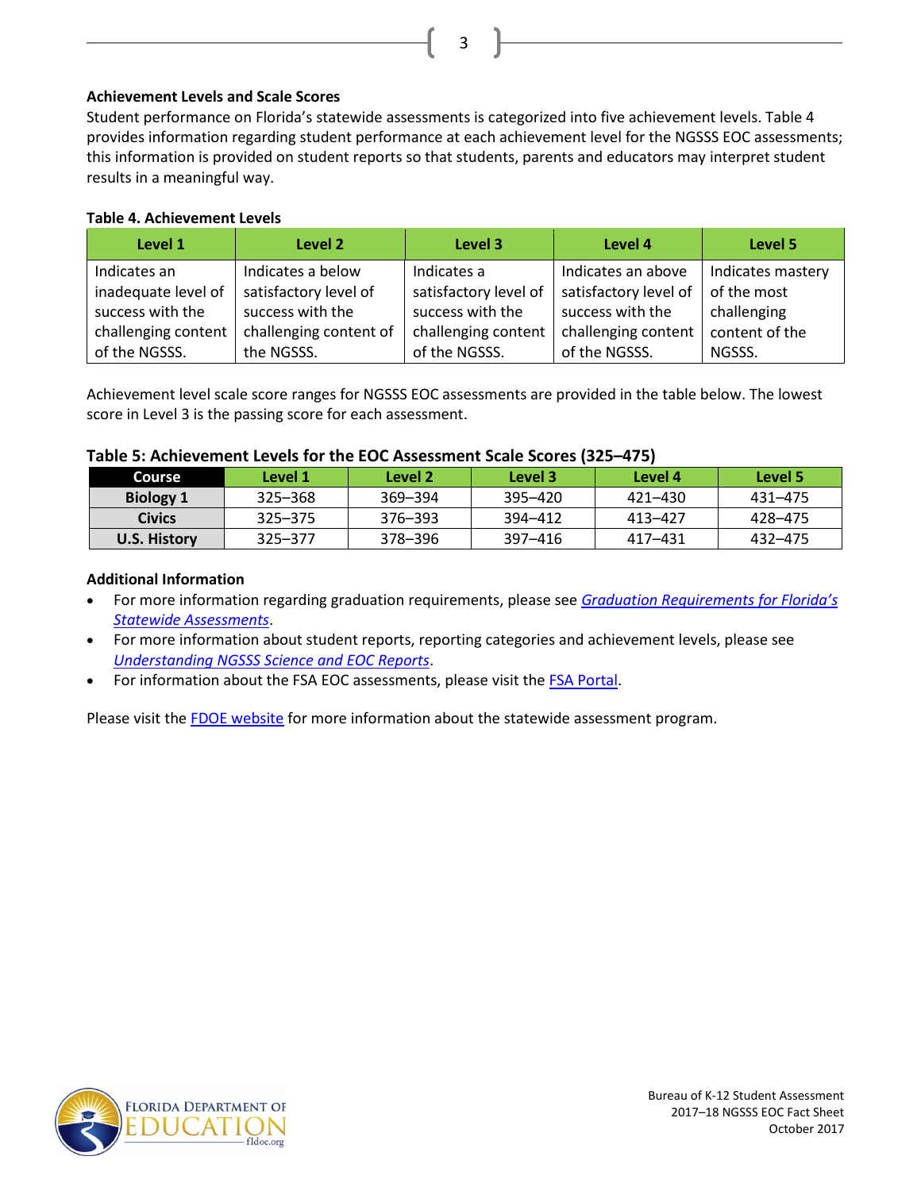### Achievement Levels and Scale Scores

Student performance on Florida's statewide assessments is categorized into five achievement levels. Table 4 provides information regarding student performance at each achievement level for the NGSSS EOC assessments; this information is provided on student reports so that students, parents and educators may interpret student results in a meaningful way.

**Table 4. Achievement Levels**

| Level 1 | Level 2 | Level 3 | Level 4 | Level 5 |
|---|---|---|---|---|
| Indicates an inadequate level of success with the challenging content of the NGSSS. | Indicates a below satisfactory level of success with the challenging content of the NGSSS. | Indicates a satisfactory level of success with the challenging content of the NGSSS. | Indicates an above satisfactory level of success with the challenging content of the NGSSS. | Indicates mastery of the most challenging content of the NGSSS. |

Achievement level scale score ranges for NGSSS EOC assessments are provided in the table below. The lowest score in Level 3 is the passing score for each assessment.

**Table 5: Achievement Levels for the EOC Assessment Scale Scores (325–475)**

| Course | Level 1 | Level 2 | Level 3 | Level 4 | Level 5 |
|---|---|---|---|---|---|
| **Biology 1** | 325–368 | 369–394 | 395–420 | 421–430 | 431–475 |
| **Civics** | 325–375 | 376–393 | 394–412 | 413–427 | 428–475 |
| **U.S. History** | 325–377 | 378–396 | 397–416 | 417–431 | 432–475 |

### Additional Information

- For more information regarding graduation requirements, please see *Graduation Requirements for Florida's Statewide Assessments*.
- For more information about student reports, reporting categories and achievement levels, please see *Understanding NGSSS Science and EOC Reports*.
- For information about the FSA EOC assessments, please visit the FSA Portal.

Please visit the FDOE website for more information about the statewide assessment program.